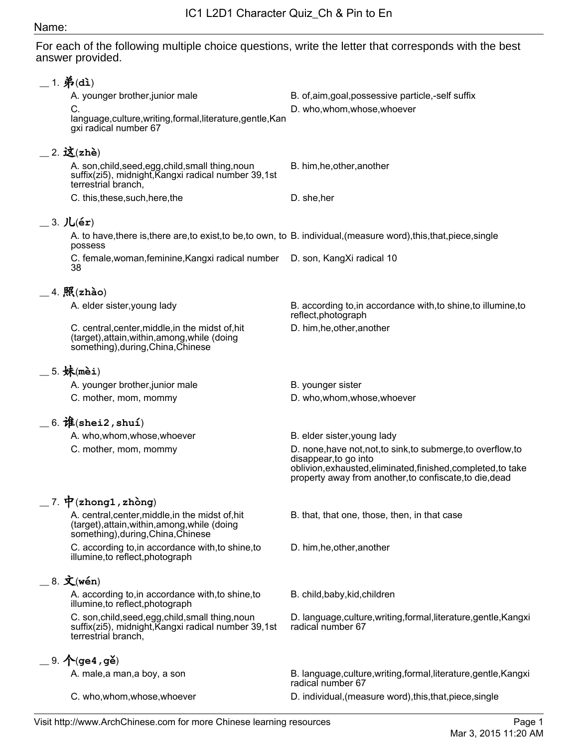# IC1 L2D1 Character Quiz_Ch & Pin to En

Name:

For each of the following multiple choice questions, write the letter that corresponds with the best answer provided.

__ 1. **弟(dì)**

A. younger brother,junior male

B. of,aim,goal,possessive particle,-self suffix

C. language,culture,writing,formal,literature,gentle,Kangxi radical number 67

D. who,whom,whose,whoever

__ 2. **这(zhè)**

A. son,child,seed,egg,child,small thing,noun suffix(zi5), midnight,Kangxi radical number 39,1st terrestrial branch,

B. him,he,other,another

C. this,these,such,here,the

D. she,her

__ 3. **儿(ér)**

A. to have,there is,there are,to exist,to be,to own, to possess

B. individual,(measure word),this,that,piece,single

C. female,woman,feminine,Kangxi radical number 38

D. son, KangXi radical 10

__ 4. **照(zhào)**

A. elder sister,young lady

B. according to,in accordance with,to shine,to illumine,to reflect,photograph

C. central,center,middle,in the midst of,hit (target),attain,within,among,while (doing something),during,China,Chinese

D. him,he,other,another

__ 5. **妹(mèi)**

A. younger brother,junior male

B. younger sister

C. mother, mom, mommy

D. who,whom,whose,whoever

__ 6. **谁(shei2,shuí)**

A. who,whom,whose,whoever

B. elder sister,young lady

C. mother, mom, mommy

D. none,have not,not,to sink,to submerge,to overflow,to disappear,to go into oblivion,exhausted,eliminated,finished,completed,to take property away from another,to confiscate,to die,dead

__ 7. **中(zhong1,zhòng)**

A. central,center,middle,in the midst of,hit (target),attain,within,among,while (doing something),during,China,Chinese

B. that, that one, those, then, in that case

C. according to,in accordance with,to shine,to illumine,to reflect,photograph

D. him,he,other,another

__ 8. **文(wén)**

A. according to,in accordance with,to shine,to illumine,to reflect,photograph

B. child,baby,kid,children

C. son,child,seed,egg,child,small thing,noun suffix(zi5), midnight,Kangxi radical number 39,1st terrestrial branch,

D. language,culture,writing,formal,literature,gentle,Kangxi radical number 67

__ 9. **个(ge4,gě)**

A. male,a man,a boy, a son

B. language,culture,writing,formal,literature,gentle,Kangxi radical number 67

C. who,whom,whose,whoever

D. individual,(measure word),this,that,piece,single

Visit http://www.ArchChinese.com for more Chinese learning resources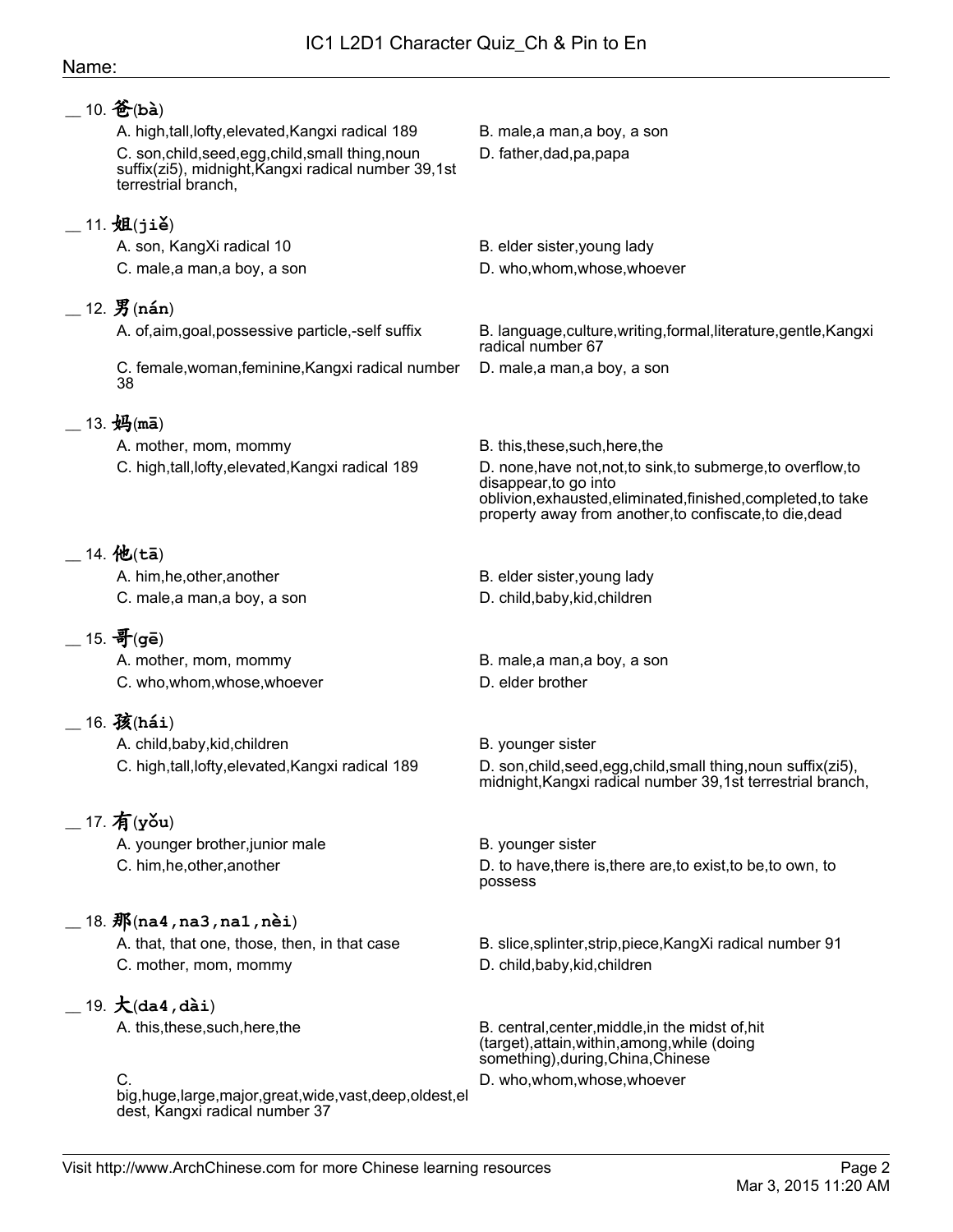IC1 L2D1 Character Quiz_Ch & Pin to En

Name:

__ 10. 爸(bà)

A. high,tall,lofty,elevated,Kangxi radical 189

B. male,a man,a boy, a son

C. son,child,seed,egg,child,small thing,noun suffix(zi5), midnight,Kangxi radical number 39,1st terrestrial branch,

D. father,dad,pa,papa

__ 11. 姐(jiě)

A. son, KangXi radical 10

B. elder sister,young lady

C. male,a man,a boy, a son

D. who,whom,whose,whoever

__ 12. 男(nán)

A. of,aim,goal,possessive particle,-self suffix

B. language,culture,writing,formal,literature,gentle,Kangxi radical number 67

C. female,woman,feminine,Kangxi radical number 38

D. male,a man,a boy, a son

__ 13. 妈(mā)

A. mother, mom, mommy

B. this,these,such,here,the

C. high,tall,lofty,elevated,Kangxi radical 189

D. none,have not,not,to sink,to submerge,to overflow,to disappear,to go into oblivion,exhausted,eliminated,finished,completed,to take property away from another,to confiscate,to die,dead

__ 14. 他(tā)

A. him,he,other,another

B. elder sister,young lady

C. male,a man,a boy, a son

D. child,baby,kid,children

__ 15. 哥(gē)

A. mother, mom, mommy

B. male,a man,a boy, a son

C. who,whom,whose,whoever

D. elder brother

__ 16. 孩(hái)

A. child,baby,kid,children

B. younger sister

C. high,tall,lofty,elevated,Kangxi radical 189

D. son,child,seed,egg,child,small thing,noun suffix(zi5), midnight,Kangxi radical number 39,1st terrestrial branch,

__ 17. 有(yǒu)

A. younger brother,junior male

B. younger sister

C. him,he,other,another

D. to have,there is,there are,to exist,to be,to own, to possess

__ 18. 那(na4,na3,na1,nèi)

A. that, that one, those, then, in that case

B. slice,splinter,strip,piece,KangXi radical number 91

C. mother, mom, mommy

D. child,baby,kid,children

__ 19. 大(da4,dài)

A. this,these,such,here,the

B. central,center,middle,in the midst of,hit (target),attain,within,among,while (doing something),during,China,Chinese

C. big,huge,large,major,great,wide,vast,deep,oldest,eldest, Kangxi radical number 37

D. who,whom,whose,whoever

Visit http://www.ArchChinese.com for more Chinese learning resources

Mar 3, 2015 11:20 AM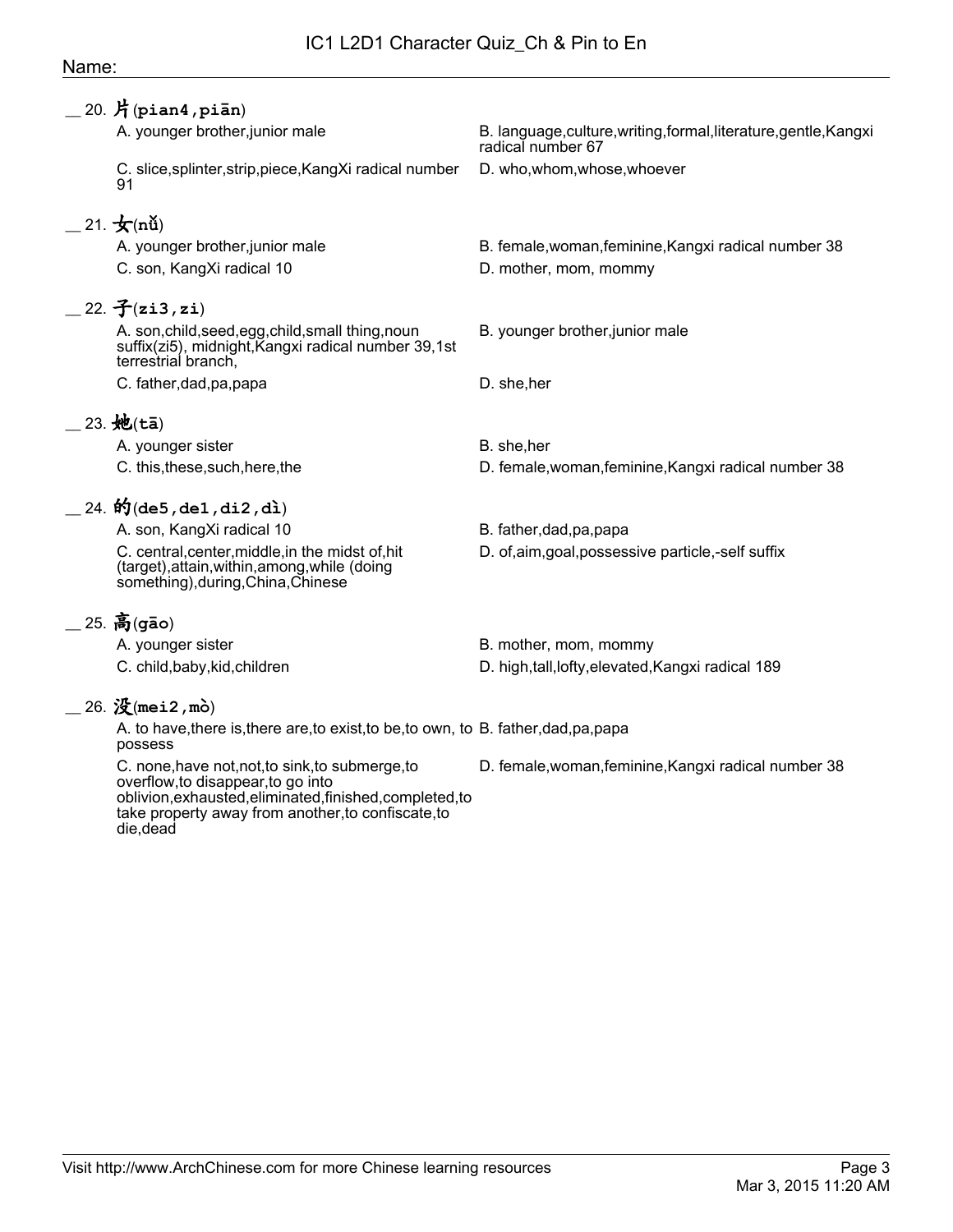IC1 L2D1 Character Quiz_Ch & Pin to En

Name:

__ 20. 片(**pian4,piān**)

A. younger brother,junior male

B. language,culture,writing,formal,literature,gentle,Kangxi radical number 67

C. slice,splinter,strip,piece,KangXi radical number 91

D. who,whom,whose,whoever

__ 21. 女(**nǚ**)

A. younger brother,junior male

B. female,woman,feminine,Kangxi radical number 38

C. son, KangXi radical 10

D. mother, mom, mommy

__ 22. 子(**zi3,zi**)

A. son,child,seed,egg,child,small thing,noun suffix(zi5), midnight,Kangxi radical number 39,1st terrestrial branch,

B. younger brother,junior male

C. father,dad,pa,papa

D. she,her

__ 23. 她(**tā**)

A. younger sister

B. she,her

C. this,these,such,here,the

D. female,woman,feminine,Kangxi radical number 38

__ 24. 的(**de5,de1,di2,dì**)

A. son, KangXi radical 10

B. father,dad,pa,papa

C. central,center,middle,in the midst of,hit (target),attain,within,among,while (doing something),during,China,Chinese

D. of,aim,goal,possessive particle,-self suffix

__ 25. 高(**gāo**)

A. younger sister

B. mother, mom, mommy

C. child,baby,kid,children

D. high,tall,lofty,elevated,Kangxi radical 189

__ 26. 没(**mei2,mò**)

A. to have,there is,there are,to exist,to be,to own, to possess

B. father,dad,pa,papa

C. none,have not,not,to sink,to submerge,to overflow,to disappear,to go into oblivion,exhausted,eliminated,finished,completed,to take property away from another,to confiscate,to die,dead

D. female,woman,feminine,Kangxi radical number 38

Visit http://www.ArchChinese.com for more Chinese learning resources

Mar 3, 2015 11:20 AM